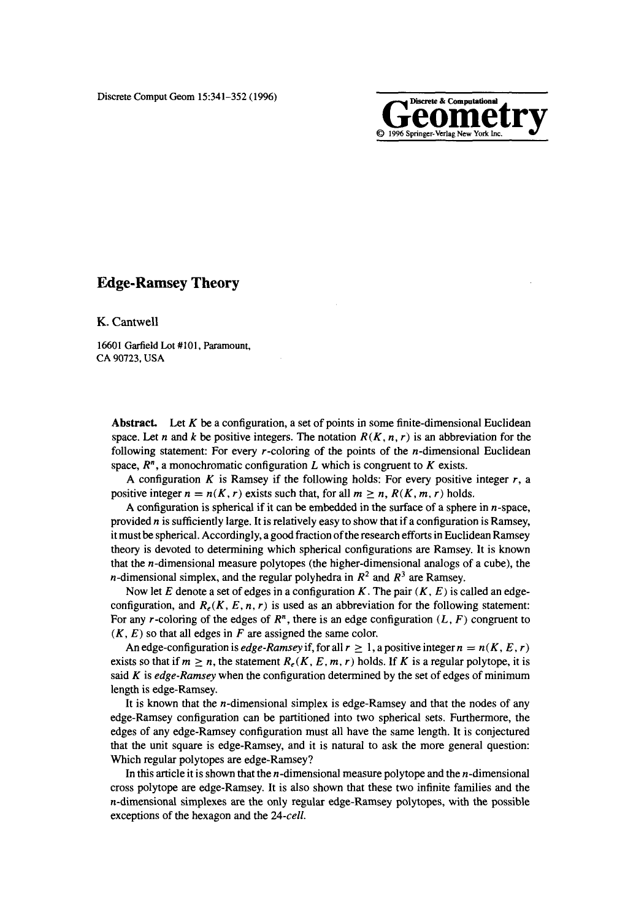# Edge-Ramsey Theory

K. Cantwell

16601 Garfield Lot #101, Paramount, CA 90723, USA

**Abstract.** Let $K$ be a configuration, a set of points in some finite-dimensional Euclidean space. Let $n$ and $k$ be positive integers. The notation $R(K, n, r)$ is an abbreviation for the following statement: For every $r$-coloring of the points of the $n$-dimensional Euclidean space, $R^n$, a monochromatic configuration $L$ which is congruent to $K$ exists.

A configuration $K$ is Ramsey if the following holds: For every positive integer $r$, a positive integer $n = n(K, r)$ exists such that, for all $m \geq n$, $R(K, m, r)$ holds.

A configuration is spherical if it can be embedded in the surface of a sphere in $n$-space, provided $n$ is sufficiently large. It is relatively easy to show that if a configuration is Ramsey, it must be spherical. Accordingly, a good fraction of the research efforts in Euclidean Ramsey theory is devoted to determining which spherical configurations are Ramsey. It is known that the $n$-dimensional measure polytopes (the higher-dimensional analogs of a cube), the $n$-dimensional simplex, and the regular polyhedra in $R^2$ and $R^3$ are Ramsey.

Now let $E$ denote a set of edges in a configuration $K$. The pair $(K, E)$ is called an edge-configuration, and $R_e(K, E, n, r)$ is used as an abbreviation for the following statement: For any $r$-coloring of the edges of $R^n$, there is an edge configuration $(L, F)$ congruent to $(K, E)$ so that all edges in $F$ are assigned the same color.

An edge-configuration is *edge-Ramsey* if, for all $r \geq 1$, a positive integer $n = n(K, E, r)$ exists so that if $m \geq n$, the statement $R_e(K, E, m, r)$ holds. If $K$ is a regular polytope, it is said $K$ is *edge-Ramsey* when the configuration determined by the set of edges of minimum length is edge-Ramsey.

It is known that the $n$-dimensional simplex is edge-Ramsey and that the nodes of any edge-Ramsey configuration can be partitioned into two spherical sets. Furthermore, the edges of any edge-Ramsey configuration must all have the same length. It is conjectured that the unit square is edge-Ramsey, and it is natural to ask the more general question: Which regular polytopes are edge-Ramsey?

In this article it is shown that the $n$-dimensional measure polytope and the $n$-dimensional cross polytope are edge-Ramsey. It is also shown that these two infinite families and the $n$-dimensional simplexes are the only regular edge-Ramsey polytopes, with the possible exceptions of the hexagon and the *24-cell*.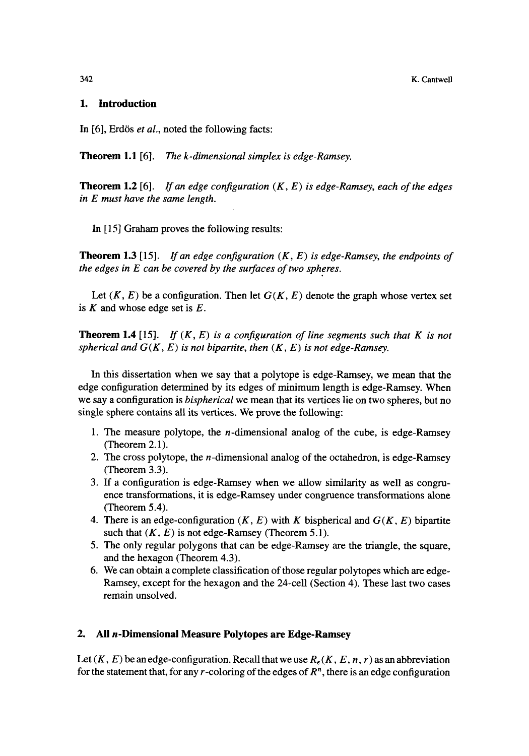## 1. Introduction

In [6], Erdös *et al.*, noted the following facts:

**Theorem 1.1** [6]. *The $k$-dimensional simplex is edge-Ramsey.*

**Theorem 1.2** [6]. *If an edge configuration $(K, E)$ is edge-Ramsey, each of the edges in $E$ must have the same length.*

In [15] Graham proves the following results:

**Theorem 1.3** [15]. *If an edge configuration $(K, E)$ is edge-Ramsey, the endpoints of the edges in $E$ can be covered by the surfaces of two spheres.*

Let $(K, E)$ be a configuration. Then let $G(K, E)$ denote the graph whose vertex set is $K$ and whose edge set is $E$.

**Theorem 1.4** [15]. *If $(K, E)$ is a configuration of line segments such that $K$ is not spherical and $G(K, E)$ is not bipartite, then $(K, E)$ is not edge-Ramsey.*

In this dissertation when we say that a polytope is edge-Ramsey, we mean that the edge configuration determined by its edges of minimum length is edge-Ramsey. When we say a configuration is *bispherical* we mean that its vertices lie on two spheres, but no single sphere contains all its vertices. We prove the following:

1. The measure polytope, the $n$-dimensional analog of the cube, is edge-Ramsey (Theorem 2.1).
2. The cross polytope, the $n$-dimensional analog of the octahedron, is edge-Ramsey (Theorem 3.3).
3. If a configuration is edge-Ramsey when we allow similarity as well as congruence transformations, it is edge-Ramsey under congruence transformations alone (Theorem 5.4).
4. There is an edge-configuration $(K, E)$ with $K$ bispherical and $G(K, E)$ bipartite such that $(K, E)$ is not edge-Ramsey (Theorem 5.1).
5. The only regular polygons that can be edge-Ramsey are the triangle, the square, and the hexagon (Theorem 4.3).
6. We can obtain a complete classification of those regular polytopes which are edge-Ramsey, except for the hexagon and the 24-cell (Section 4). These last two cases remain unsolved.

## 2. All $n$-Dimensional Measure Polytopes are Edge-Ramsey

Let $(K, E)$ be an edge-configuration. Recall that we use $R_e(K, E, n, r)$ as an abbreviation for the statement that, for any $r$-coloring of the edges of $R^n$, there is an edge configuration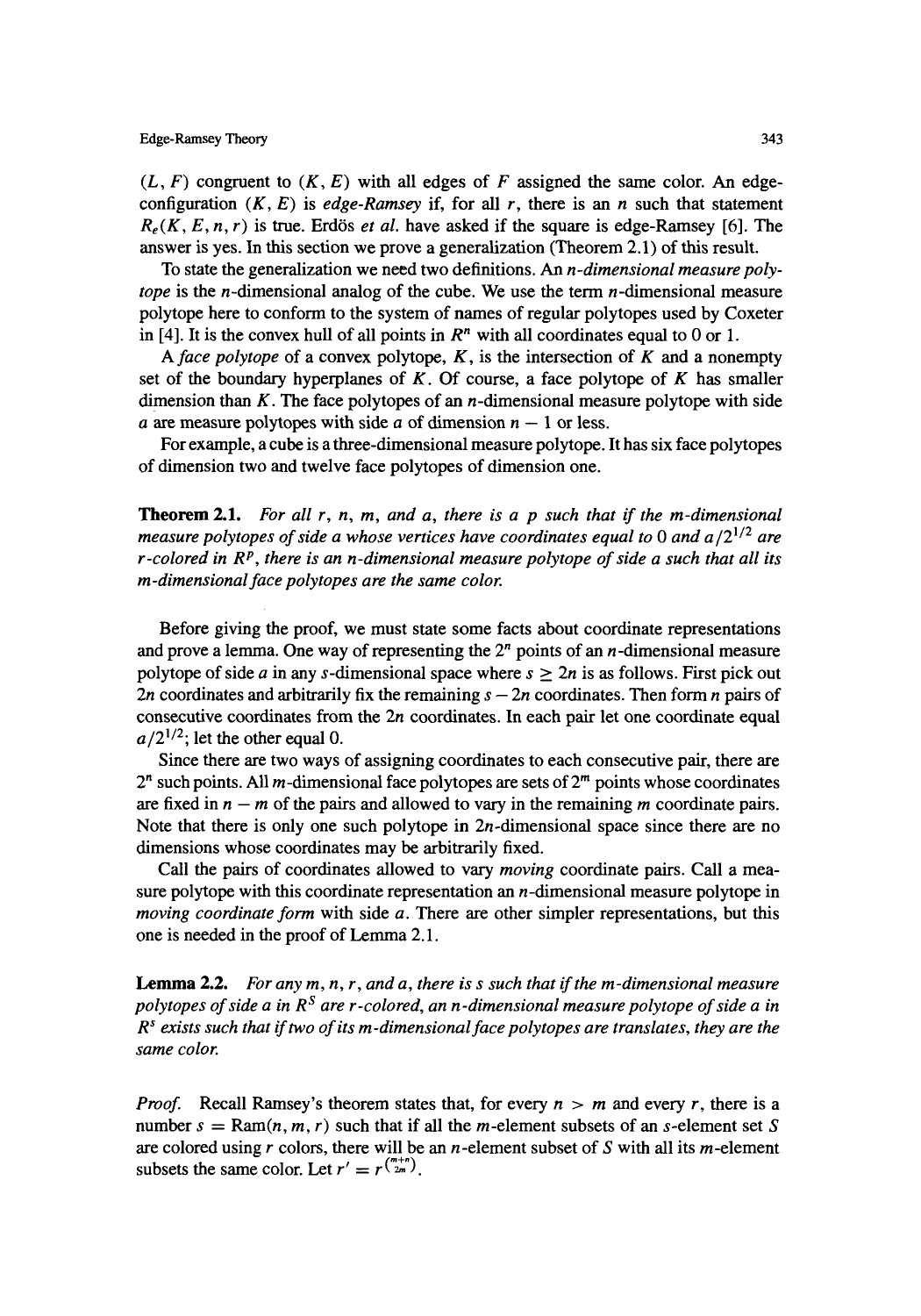$(L, F)$ congruent to $(K, E)$ with all edges of $F$ assigned the same color. An edge-configuration $(K, E)$ is *edge-Ramsey* if, for all $r$, there is an $n$ such that statement $R_e(K, E, n, r)$ is true. Erdös *et al.* have asked if the square is edge-Ramsey [6]. The answer is yes. In this section we prove a generalization (Theorem 2.1) of this result.

To state the generalization we need two definitions. An *n-dimensional measure polytope* is the $n$-dimensional analog of the cube. We use the term $n$-dimensional measure polytope here to conform to the system of names of regular polytopes used by Coxeter in [4]. It is the convex hull of all points in $R^n$ with all coordinates equal to 0 or 1.

A *face polytope* of a convex polytope, $K$, is the intersection of $K$ and a nonempty set of the boundary hyperplanes of $K$. Of course, a face polytope of $K$ has smaller dimension than $K$. The face polytopes of an $n$-dimensional measure polytope with side $a$ are measure polytopes with side $a$ of dimension $n - 1$ or less.

For example, a cube is a three-dimensional measure polytope. It has six face polytopes of dimension two and twelve face polytopes of dimension one.

**Theorem 2.1.** *For all $r$, $n$, $m$, and $a$, there is a $p$ such that if the $m$-dimensional measure polytopes of side $a$ whose vertices have coordinates equal to 0 and $a/2^{1/2}$ are $r$-colored in $R^p$, there is an $n$-dimensional measure polytope of side $a$ such that all its $m$-dimensional face polytopes are the same color.*

Before giving the proof, we must state some facts about coordinate representations and prove a lemma. One way of representing the $2^n$ points of an $n$-dimensional measure polytope of side $a$ in any $s$-dimensional space where $s \geq 2n$ is as follows. First pick out $2n$ coordinates and arbitrarily fix the remaining $s - 2n$ coordinates. Then form $n$ pairs of consecutive coordinates from the $2n$ coordinates. In each pair let one coordinate equal $a/2^{1/2}$; let the other equal 0.

Since there are two ways of assigning coordinates to each consecutive pair, there are $2^n$ such points. All $m$-dimensional face polytopes are sets of $2^m$ points whose coordinates are fixed in $n - m$ of the pairs and allowed to vary in the remaining $m$ coordinate pairs. Note that there is only one such polytope in $2n$-dimensional space since there are no dimensions whose coordinates may be arbitrarily fixed.

Call the pairs of coordinates allowed to vary *moving* coordinate pairs. Call a measure polytope with this coordinate representation an $n$-dimensional measure polytope in *moving coordinate form* with side $a$. There are other simpler representations, but this one is needed in the proof of Lemma 2.1.

**Lemma 2.2.** *For any $m$, $n$, $r$, and $a$, there is $s$ such that if the $m$-dimensional measure polytopes of side $a$ in $R^S$ are $r$-colored, an $n$-dimensional measure polytope of side $a$ in $R^s$ exists such that if two of its $m$-dimensional face polytopes are translates, they are the same color.*

*Proof.* Recall Ramsey's theorem states that, for every $n > m$ and every $r$, there is a number $s = \text{Ram}(n, m, r)$ such that if all the $m$-element subsets of an $s$-element set $S$ are colored using $r$ colors, there will be an $n$-element subset of $S$ with all its $m$-element subsets the same color. Let $r' = r^{\binom{m+n}{2m}}$.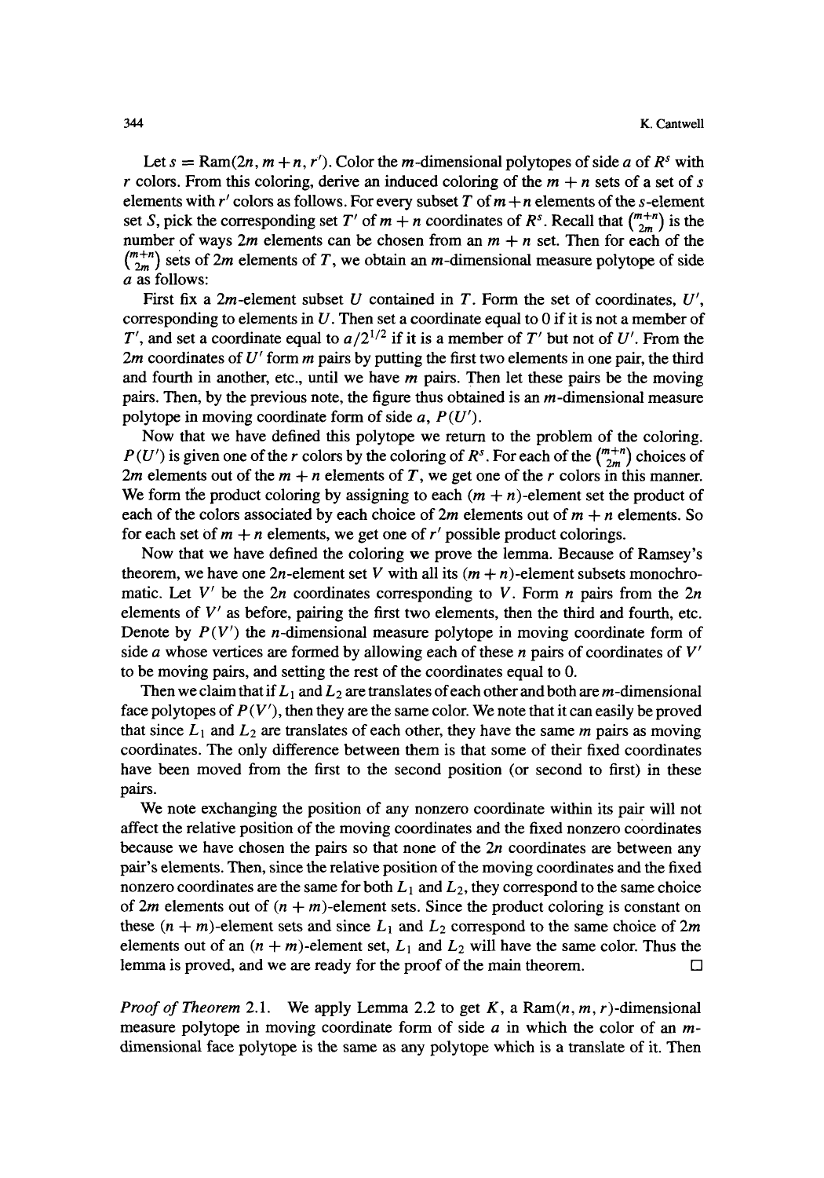Let $s = \text{Ram}(2n, m+n, r')$. Color the $m$-dimensional polytopes of side $a$ of $R^s$ with $r$ colors. From this coloring, derive an induced coloring of the $m+n$ sets of a set of $s$ elements with $r'$ colors as follows. For every subset $T$ of $m+n$ elements of the $s$-element set $S$, pick the corresponding set $T'$ of $m+n$ coordinates of $R^s$. Recall that $\binom{m+n}{2m}$ is the number of ways $2m$ elements can be chosen from an $m+n$ set. Then for each of the $\binom{m+n}{2m}$ sets of $2m$ elements of $T$, we obtain an $m$-dimensional measure polytope of side $a$ as follows:

First fix a $2m$-element subset $U$ contained in $T$. Form the set of coordinates, $U'$, corresponding to elements in $U$. Then set a coordinate equal to 0 if it is not a member of $T'$, and set a coordinate equal to $a/2^{1/2}$ if it is a member of $T'$ but not of $U'$. From the $2m$ coordinates of $U'$ form $m$ pairs by putting the first two elements in one pair, the third and fourth in another, etc., until we have $m$ pairs. Then let these pairs be the moving pairs. Then, by the previous note, the figure thus obtained is an $m$-dimensional measure polytope in moving coordinate form of side $a$, $P(U')$.

Now that we have defined this polytope we return to the problem of the coloring. $P(U')$ is given one of the $r$ colors by the coloring of $R^s$. For each of the $\binom{m+n}{2m}$ choices of $2m$ elements out of the $m+n$ elements of $T$, we get one of the $r$ colors in this manner. We form the product coloring by assigning to each $(m+n)$-element set the product of each of the colors associated by each choice of $2m$ elements out of $m+n$ elements. So for each set of $m+n$ elements, we get one of $r'$ possible product colorings.

Now that we have defined the coloring we prove the lemma. Because of Ramsey's theorem, we have one $2n$-element set $V$ with all its $(m+n)$-element subsets monochromatic. Let $V'$ be the $2n$ coordinates corresponding to $V$. Form $n$ pairs from the $2n$ elements of $V'$ as before, pairing the first two elements, then the third and fourth, etc. Denote by $P(V')$ the $n$-dimensional measure polytope in moving coordinate form of side $a$ whose vertices are formed by allowing each of these $n$ pairs of coordinates of $V'$ to be moving pairs, and setting the rest of the coordinates equal to 0.

Then we claim that if $L_1$ and $L_2$ are translates of each other and both are $m$-dimensional face polytopes of $P(V')$, then they are the same color. We note that it can easily be proved that since $L_1$ and $L_2$ are translates of each other, they have the same $m$ pairs as moving coordinates. The only difference between them is that some of their fixed coordinates have been moved from the first to the second position (or second to first) in these pairs.

We note exchanging the position of any nonzero coordinate within its pair will not affect the relative position of the moving coordinates and the fixed nonzero coordinates because we have chosen the pairs so that none of the $2n$ coordinates are between any pair's elements. Then, since the relative position of the moving coordinates and the fixed nonzero coordinates are the same for both $L_1$ and $L_2$, they correspond to the same choice of $2m$ elements out of $(n+m)$-element sets. Since the product coloring is constant on these $(n+m)$-element sets and since $L_1$ and $L_2$ correspond to the same choice of $2m$ elements out of an $(n+m)$-element set, $L_1$ and $L_2$ will have the same color. Thus the lemma is proved, and we are ready for the proof of the main theorem. □

*Proof of Theorem* 2.1. We apply Lemma 2.2 to get $K$, a $\text{Ram}(n, m, r)$-dimensional measure polytope in moving coordinate form of side $a$ in which the color of an $m$-dimensional face polytope is the same as any polytope which is a translate of it. Then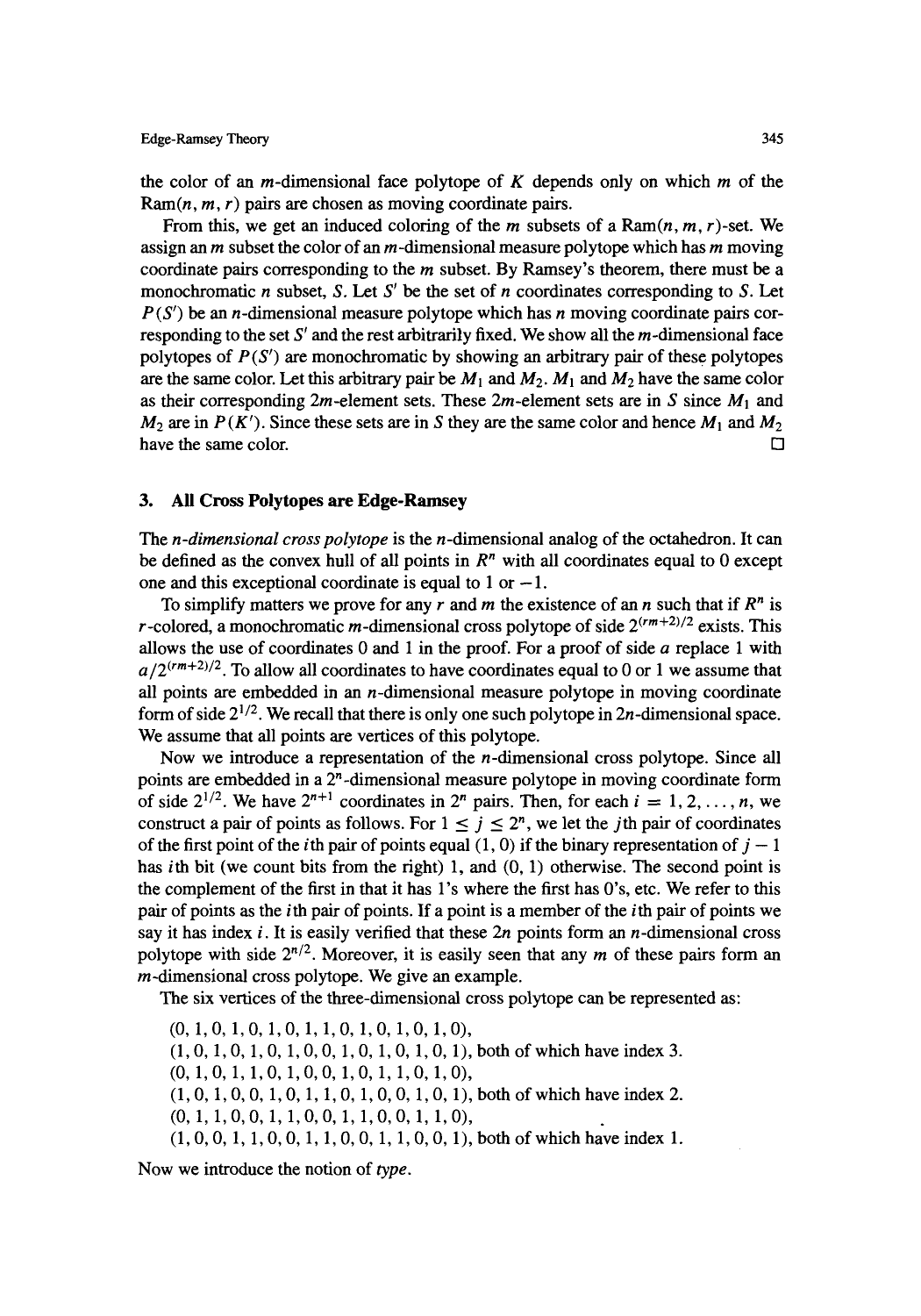the color of an $m$-dimensional face polytope of $K$ depends only on which $m$ of the $\text{Ram}(n, m, r)$ pairs are chosen as moving coordinate pairs.

From this, we get an induced coloring of the $m$ subsets of a $\text{Ram}(n, m, r)$-set. We assign an $m$ subset the color of an $m$-dimensional measure polytope which has $m$ moving coordinate pairs corresponding to the $m$ subset. By Ramsey's theorem, there must be a monochromatic $n$ subset, $S$. Let $S'$ be the set of $n$ coordinates corresponding to $S$. Let $P(S')$ be an $n$-dimensional measure polytope which has $n$ moving coordinate pairs corresponding to the set $S'$ and the rest arbitrarily fixed. We show all the $m$-dimensional face polytopes of $P(S')$ are monochromatic by showing an arbitrary pair of these polytopes are the same color. Let this arbitrary pair be $M_1$ and $M_2$. $M_1$ and $M_2$ have the same color as their corresponding $2m$-element sets. These $2m$-element sets are in $S$ since $M_1$ and $M_2$ are in $P(K')$. Since these sets are in $S$ they are the same color and hence $M_1$ and $M_2$ have the same color. □

## 3. All Cross Polytopes are Edge-Ramsey

The *n-dimensional cross polytope* is the $n$-dimensional analog of the octahedron. It can be defined as the convex hull of all points in $R^n$ with all coordinates equal to 0 except one and this exceptional coordinate is equal to 1 or $-1$.

To simplify matters we prove for any $r$ and $m$ the existence of an $n$ such that if $R^n$ is $r$-colored, a monochromatic $m$-dimensional cross polytope of side $2^{(rm+2)/2}$ exists. This allows the use of coordinates 0 and 1 in the proof. For a proof of side $a$ replace 1 with $a/2^{(rm+2)/2}$. To allow all coordinates to have coordinates equal to 0 or 1 we assume that all points are embedded in an $n$-dimensional measure polytope in moving coordinate form of side $2^{1/2}$. We recall that there is only one such polytope in $2n$-dimensional space. We assume that all points are vertices of this polytope.

Now we introduce a representation of the $n$-dimensional cross polytope. Since all points are embedded in a $2^n$-dimensional measure polytope in moving coordinate form of side $2^{1/2}$. We have $2^{n+1}$ coordinates in $2^n$ pairs. Then, for each $i = 1, 2, \ldots, n$, we construct a pair of points as follows. For $1 \leq j \leq 2^n$, we let the $j$th pair of coordinates of the first point of the $i$th pair of points equal $(1, 0)$ if the binary representation of $j - 1$ has $i$th bit (we count bits from the right) 1, and $(0, 1)$ otherwise. The second point is the complement of the first in that it has 1's where the first has 0's, etc. We refer to this pair of points as the $i$th pair of points. If a point is a member of the $i$th pair of points we say it has index $i$. It is easily verified that these $2n$ points form an $n$-dimensional cross polytope with side $2^{n/2}$. Moreover, it is easily seen that any $m$ of these pairs form an $m$-dimensional cross polytope. We give an example.

The six vertices of the three-dimensional cross polytope can be represented as:

$(0, 1, 0, 1, 0, 1, 0, 1, 1, 0, 1, 0, 1, 0, 1, 0)$,
$(1, 0, 1, 0, 1, 0, 1, 0, 0, 1, 0, 1, 0, 1, 0, 1)$, both of which have index 3.
$(0, 1, 0, 1, 1, 0, 1, 0, 0, 1, 0, 1, 1, 0, 1, 0)$,
$(1, 0, 1, 0, 0, 1, 0, 1, 1, 0, 1, 0, 0, 1, 0, 1)$, both of which have index 2.
$(0, 1, 1, 0, 0, 1, 1, 0, 0, 1, 1, 0, 0, 1, 1, 0)$,
$(1, 0, 0, 1, 1, 0, 0, 1, 1, 0, 0, 1, 1, 0, 0, 1)$, both of which have index 1.

Now we introduce the notion of *type*.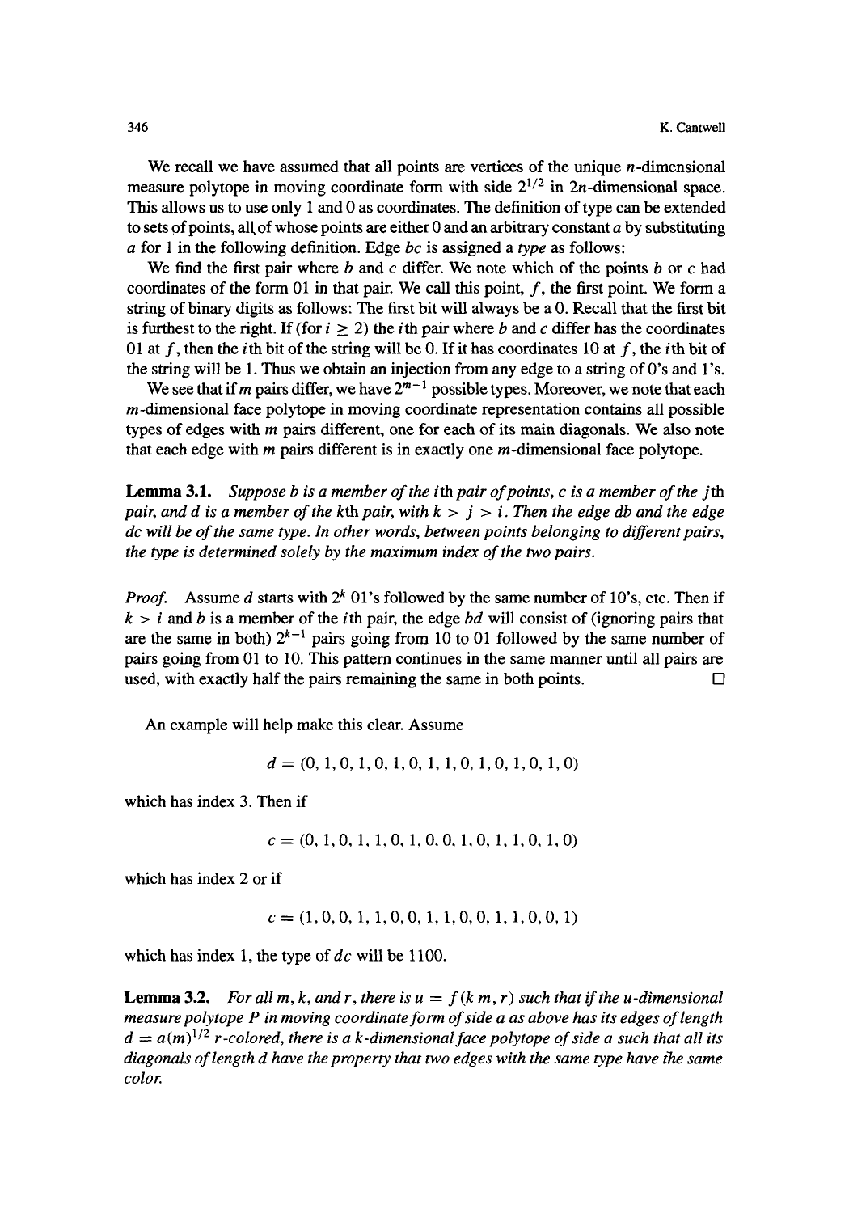We recall we have assumed that all points are vertices of the unique $n$-dimensional measure polytope in moving coordinate form with side $2^{1/2}$ in $2n$-dimensional space. This allows us to use only 1 and 0 as coordinates. The definition of type can be extended to sets of points, all of whose points are either 0 and an arbitrary constant $a$ by substituting $a$ for 1 in the following definition. Edge $bc$ is assigned a *type* as follows:

We find the first pair where $b$ and $c$ differ. We note which of the points $b$ or $c$ had coordinates of the form 01 in that pair. We call this point, $f$, the first point. We form a string of binary digits as follows: The first bit will always be a 0. Recall that the first bit is furthest to the right. If (for $i \geq 2$) the $i$th pair where $b$ and $c$ differ has the coordinates 01 at $f$, then the $i$th bit of the string will be 0. If it has coordinates 10 at $f$, the $i$th bit of the string will be 1. Thus we obtain an injection from any edge to a string of 0's and 1's.

We see that if $m$ pairs differ, we have $2^{m-1}$ possible types. Moreover, we note that each $m$-dimensional face polytope in moving coordinate representation contains all possible types of edges with $m$ pairs different, one for each of its main diagonals. We also note that each edge with $m$ pairs different is in exactly one $m$-dimensional face polytope.

**Lemma 3.1.** *Suppose $b$ is a member of the $i$th pair of points, $c$ is a member of the $j$th pair, and $d$ is a member of the $k$th pair, with $k > j > i$. Then the edge $db$ and the edge $dc$ will be of the same type. In other words, between points belonging to different pairs, the type is determined solely by the maximum index of the two pairs.*

*Proof.* Assume $d$ starts with $2^k$ 01's followed by the same number of 10's, etc. Then if $k > i$ and $b$ is a member of the $i$th pair, the edge $bd$ will consist of (ignoring pairs that are the same in both) $2^{k-1}$ pairs going from 10 to 01 followed by the same number of pairs going from 01 to 10. This pattern continues in the same manner until all pairs are used, with exactly half the pairs remaining the same in both points. $\square$

An example will help make this clear. Assume

$$d = (0, 1, 0, 1, 0, 1, 0, 1, 1, 0, 1, 0, 1, 0, 1, 0)$$

which has index 3. Then if

$$c = (0, 1, 0, 1, 1, 0, 1, 0, 0, 1, 0, 1, 1, 0, 1, 0)$$

which has index 2 or if

$$c = (1, 0, 0, 1, 1, 0, 0, 1, 1, 0, 0, 1, 1, 0, 0, 1)$$

which has index 1, the type of $dc$ will be 1100.

**Lemma 3.2.** *For all $m$, $k$, and $r$, there is $u = f(k\ m, r)$ such that if the $u$-dimensional measure polytope $P$ in moving coordinate form of side $a$ as above has its edges of length $d = a(m)^{1/2}$ $r$-colored, there is a $k$-dimensional face polytope of side $a$ such that all its diagonals of length $d$ have the property that two edges with the same type have the same color.*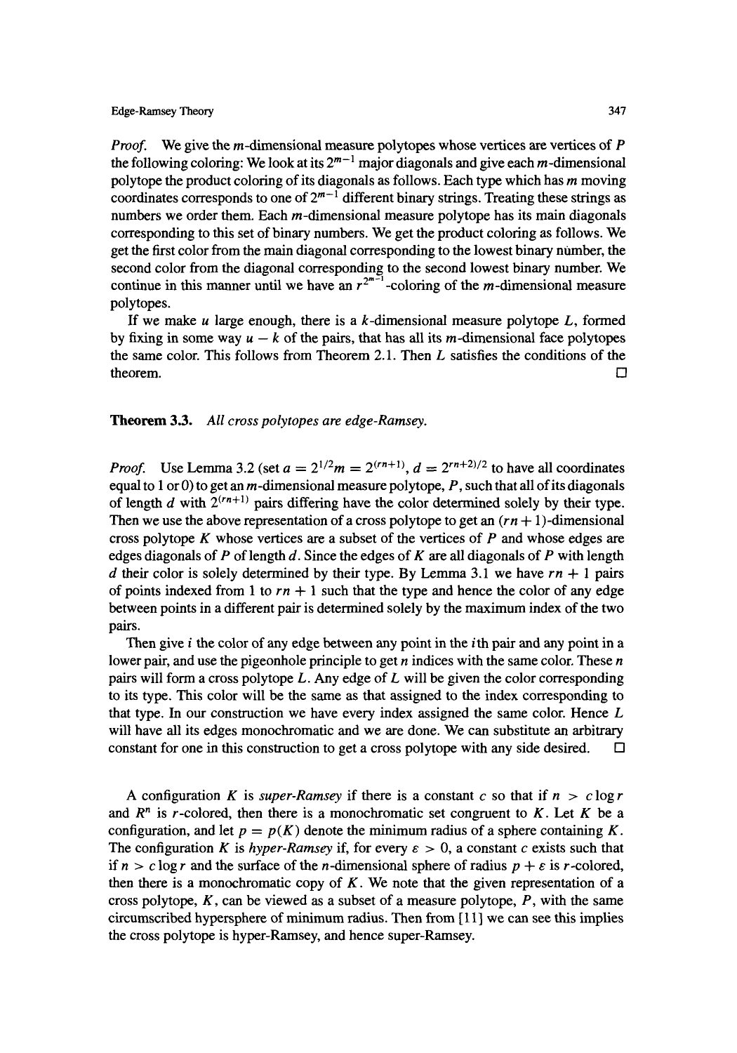*Proof.* We give the $m$-dimensional measure polytopes whose vertices are vertices of $P$ the following coloring: We look at its $2^{m-1}$ major diagonals and give each $m$-dimensional polytope the product coloring of its diagonals as follows. Each type which has $m$ moving coordinates corresponds to one of $2^{m-1}$ different binary strings. Treating these strings as numbers we order them. Each $m$-dimensional measure polytope has its main diagonals corresponding to this set of binary numbers. We get the product coloring as follows. We get the first color from the main diagonal corresponding to the lowest binary number, the second color from the diagonal corresponding to the second lowest binary number. We continue in this manner until we have an $r^{2^{m-1}}$-coloring of the $m$-dimensional measure polytopes.

If we make $u$ large enough, there is a $k$-dimensional measure polytope $L$, formed by fixing in some way $u - k$ of the pairs, that has all its $m$-dimensional face polytopes the same color. This follows from Theorem 2.1. Then $L$ satisfies the conditions of the theorem. □

**Theorem 3.3.** *All cross polytopes are edge-Ramsey.*

*Proof.* Use Lemma 3.2 (set $a = 2^{1/2}m = 2^{(rn+1)}$, $d = 2^{rn+2)/2}$ to have all coordinates equal to 1 or 0) to get an $m$-dimensional measure polytope, $P$, such that all of its diagonals of length $d$ with $2^{(rn+1)}$ pairs differing have the color determined solely by their type. Then we use the above representation of a cross polytope to get an $(rn + 1)$-dimensional cross polytope $K$ whose vertices are a subset of the vertices of $P$ and whose edges are edges diagonals of $P$ of length $d$. Since the edges of $K$ are all diagonals of $P$ with length $d$ their color is solely determined by their type. By Lemma 3.1 we have $rn + 1$ pairs of points indexed from 1 to $rn + 1$ such that the type and hence the color of any edge between points in a different pair is determined solely by the maximum index of the two pairs.

Then give $i$ the color of any edge between any point in the $i$th pair and any point in a lower pair, and use the pigeonhole principle to get $n$ indices with the same color. These $n$ pairs will form a cross polytope $L$. Any edge of $L$ will be given the color corresponding to its type. This color will be the same as that assigned to the index corresponding to that type. In our construction we have every index assigned the same color. Hence $L$ will have all its edges monochromatic and we are done. We can substitute an arbitrary constant for one in this construction to get a cross polytope with any side desired. □

A configuration $K$ is *super-Ramsey* if there is a constant $c$ so that if $n > c \log r$ and $R^n$ is $r$-colored, then there is a monochromatic set congruent to $K$. Let $K$ be a configuration, and let $p = p(K)$ denote the minimum radius of a sphere containing $K$. The configuration $K$ is *hyper-Ramsey* if, for every $\varepsilon > 0$, a constant $c$ exists such that if $n > c \log r$ and the surface of the $n$-dimensional sphere of radius $p + \varepsilon$ is $r$-colored, then there is a monochromatic copy of $K$. We note that the given representation of a cross polytope, $K$, can be viewed as a subset of a measure polytope, $P$, with the same circumscribed hypersphere of minimum radius. Then from [11] we can see this implies the cross polytope is hyper-Ramsey, and hence super-Ramsey.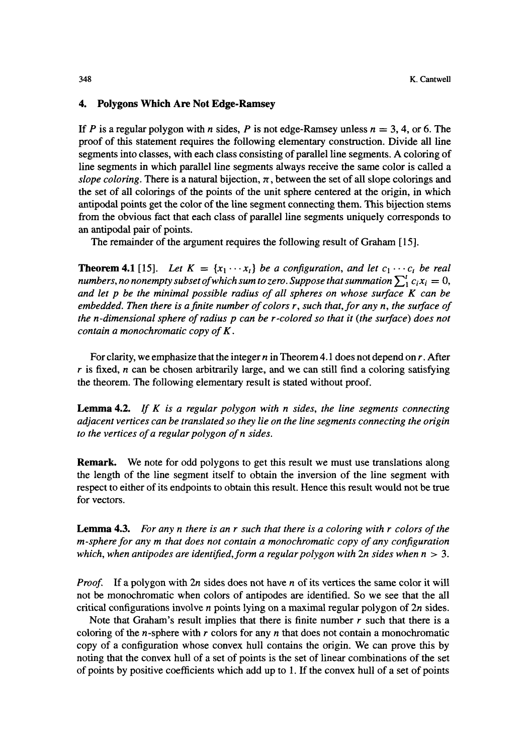## 4. Polygons Which Are Not Edge-Ramsey

If $P$ is a regular polygon with $n$ sides, $P$ is not edge-Ramsey unless $n = 3, 4$, or $6$. The proof of this statement requires the following elementary construction. Divide all line segments into classes, with each class consisting of parallel line segments. A coloring of line segments in which parallel line segments always receive the same color is called a *slope coloring*. There is a natural bijection, $\pi$, between the set of all slope colorings and the set of all colorings of the points of the unit sphere centered at the origin, in which antipodal points get the color of the line segment connecting them. This bijection stems from the obvious fact that each class of parallel line segments uniquely corresponds to an antipodal pair of points.

The remainder of the argument requires the following result of Graham [15].

**Theorem 4.1** [15]. *Let $K = \{x_1 \cdots x_t\}$ be a configuration, and let $c_1 \cdots c_t$ be real numbers, no nonempty subset of which sum to zero. Suppose that summation $\sum_1^t c_i x_i = 0$, and let $p$ be the minimal possible radius of all spheres on whose surface $K$ can be embedded. Then there is a finite number of colors $r$, such that, for any $n$, the surface of the $n$-dimensional sphere of radius $p$ can be $r$-colored so that it (the surface) does not contain a monochromatic copy of $K$.*

For clarity, we emphasize that the integer $n$ in Theorem 4.1 does not depend on $r$. After $r$ is fixed, $n$ can be chosen arbitrarily large, and we can still find a coloring satisfying the theorem. The following elementary result is stated without proof.

**Lemma 4.2.** *If $K$ is a regular polygon with $n$ sides, the line segments connecting adjacent vertices can be translated so they lie on the line segments connecting the origin to the vertices of a regular polygon of $n$ sides.*

**Remark.** We note for odd polygons to get this result we must use translations along the length of the line segment itself to obtain the inversion of the line segment with respect to either of its endpoints to obtain this result. Hence this result would not be true for vectors.

**Lemma 4.3.** *For any $n$ there is an $r$ such that there is a coloring with $r$ colors of the $m$-sphere for any $m$ that does not contain a monochromatic copy of any configuration which, when antipodes are identified, form a regular polygon with $2n$ sides when $n > 3$.*

*Proof.* If a polygon with $2n$ sides does not have $n$ of its vertices the same color it will not be monochromatic when colors of antipodes are identified. So we see that the all critical configurations involve $n$ points lying on a maximal regular polygon of $2n$ sides.

Note that Graham's result implies that there is finite number $r$ such that there is a coloring of the $n$-sphere with $r$ colors for any $n$ that does not contain a monochromatic copy of a configuration whose convex hull contains the origin. We can prove this by noting that the convex hull of a set of points is the set of linear combinations of the set of points by positive coefficients which add up to 1. If the convex hull of a set of points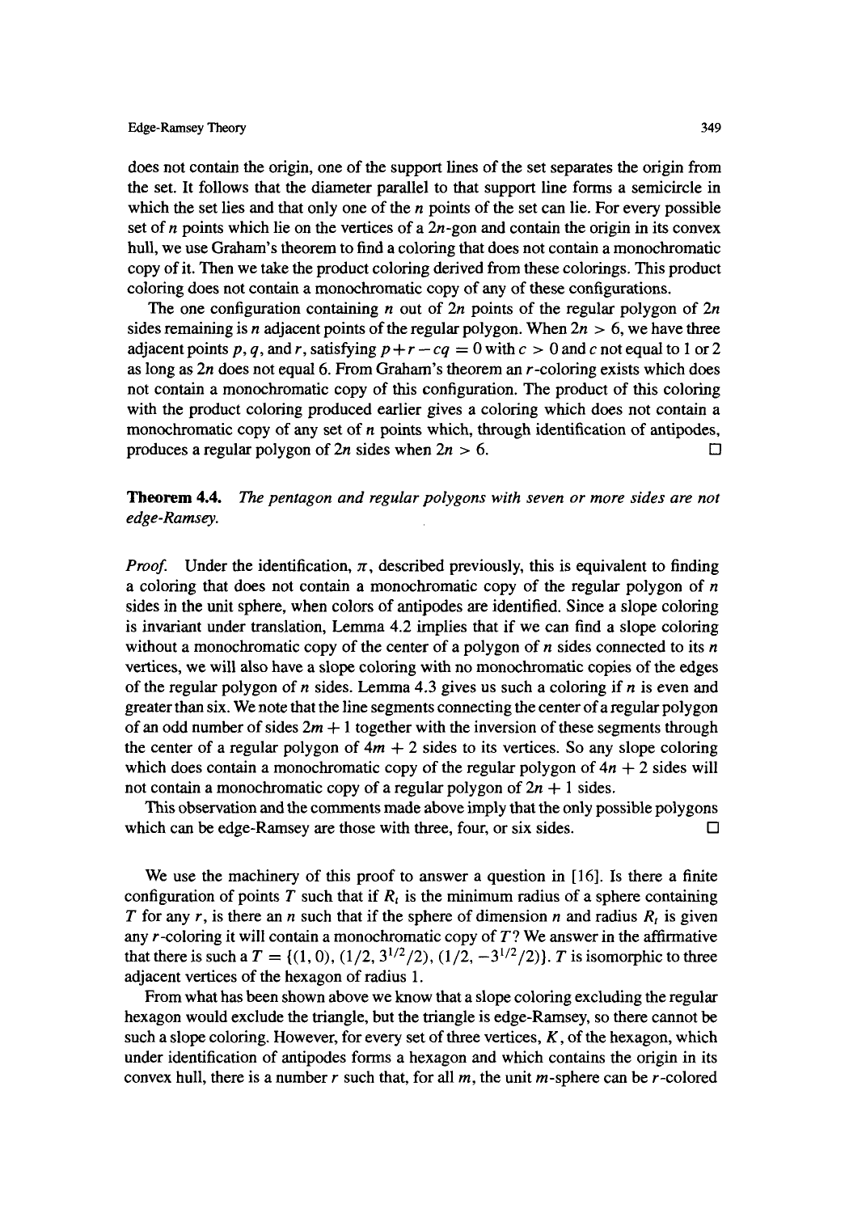does not contain the origin, one of the support lines of the set separates the origin from the set. It follows that the diameter parallel to that support line forms a semicircle in which the set lies and that only one of the $n$ points of the set can lie. For every possible set of $n$ points which lie on the vertices of a $2n$-gon and contain the origin in its convex hull, we use Graham's theorem to find a coloring that does not contain a monochromatic copy of it. Then we take the product coloring derived from these colorings. This product coloring does not contain a monochromatic copy of any of these configurations.

The one configuration containing $n$ out of $2n$ points of the regular polygon of $2n$ sides remaining is $n$ adjacent points of the regular polygon. When $2n > 6$, we have three adjacent points $p$, $q$, and $r$, satisfying $p + r - cq = 0$ with $c > 0$ and $c$ not equal to 1 or 2 as long as $2n$ does not equal 6. From Graham's theorem an $r$-coloring exists which does not contain a monochromatic copy of this configuration. The product of this coloring with the product coloring produced earlier gives a coloring which does not contain a monochromatic copy of any set of $n$ points which, through identification of antipodes, produces a regular polygon of $2n$ sides when $2n > 6$. □

**Theorem 4.4.** *The pentagon and regular polygons with seven or more sides are not edge-Ramsey.*

*Proof.* Under the identification, $\pi$, described previously, this is equivalent to finding a coloring that does not contain a monochromatic copy of the regular polygon of $n$ sides in the unit sphere, when colors of antipodes are identified. Since a slope coloring is invariant under translation, Lemma 4.2 implies that if we can find a slope coloring without a monochromatic copy of the center of a polygon of $n$ sides connected to its $n$ vertices, we will also have a slope coloring with no monochromatic copies of the edges of the regular polygon of $n$ sides. Lemma 4.3 gives us such a coloring if $n$ is even and greater than six. We note that the line segments connecting the center of a regular polygon of an odd number of sides $2m + 1$ together with the inversion of these segments through the center of a regular polygon of $4m + 2$ sides to its vertices. So any slope coloring which does contain a monochromatic copy of the regular polygon of $4n + 2$ sides will not contain a monochromatic copy of a regular polygon of $2n + 1$ sides.

This observation and the comments made above imply that the only possible polygons which can be edge-Ramsey are those with three, four, or six sides. □

We use the machinery of this proof to answer a question in [16]. Is there a finite configuration of points $T$ such that if $R_t$ is the minimum radius of a sphere containing $T$ for any $r$, is there an $n$ such that if the sphere of dimension $n$ and radius $R_t$ is given any $r$-coloring it will contain a monochromatic copy of $T$? We answer in the affirmative that there is such a $T = \{(1, 0), (1/2, 3^{1/2}/2), (1/2, -3^{1/2}/2)\}$. $T$ is isomorphic to three adjacent vertices of the hexagon of radius 1.

From what has been shown above we know that a slope coloring excluding the regular hexagon would exclude the triangle, but the triangle is edge-Ramsey, so there cannot be such a slope coloring. However, for every set of three vertices, $K$, of the hexagon, which under identification of antipodes forms a hexagon and which contains the origin in its convex hull, there is a number $r$ such that, for all $m$, the unit $m$-sphere can be $r$-colored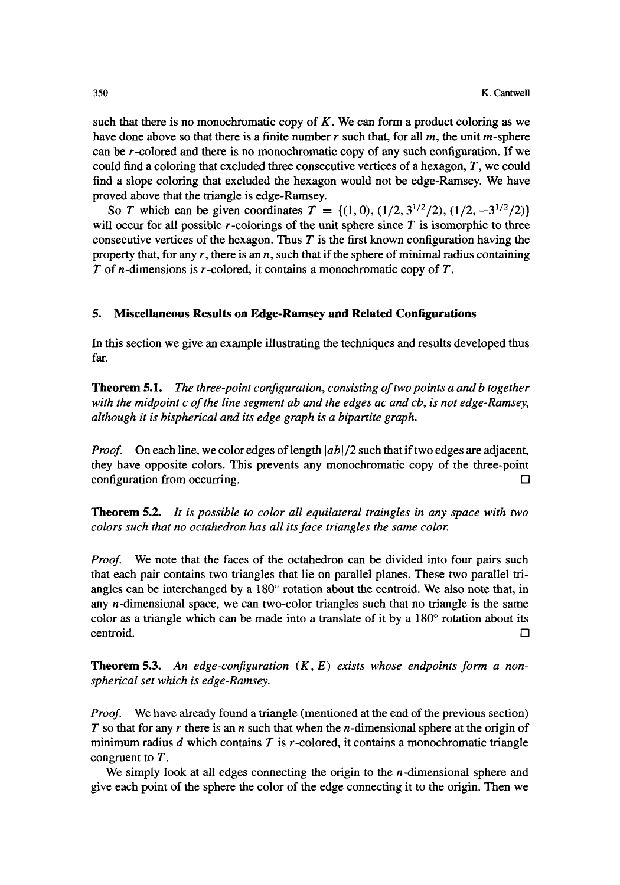such that there is no monochromatic copy of $K$. We can form a product coloring as we have done above so that there is a finite number $r$ such that, for all $m$, the unit $m$-sphere can be $r$-colored and there is no monochromatic copy of any such configuration. If we could find a coloring that excluded three consecutive vertices of a hexagon, $T$, we could find a slope coloring that excluded the hexagon would not be edge-Ramsey. We have proved above that the triangle is edge-Ramsey.

So $T$ which can be given coordinates $T = \{(1, 0), (1/2, 3^{1/2}/2), (1/2, -3^{1/2}/2)\}$ will occur for all possible $r$-colorings of the unit sphere since $T$ is isomorphic to three consecutive vertices of the hexagon. Thus $T$ is the first known configuration having the property that, for any $r$, there is an $n$, such that if the sphere of minimal radius containing $T$ of $n$-dimensions is $r$-colored, it contains a monochromatic copy of $T$.

## 5. Miscellaneous Results on Edge-Ramsey and Related Configurations

In this section we give an example illustrating the techniques and results developed thus far.

**Theorem 5.1.** *The three-point configuration, consisting of two points a and b together with the midpoint c of the line segment ab and the edges ac and cb, is not edge-Ramsey, although it is bispherical and its edge graph is a bipartite graph.*

*Proof.* On each line, we color edges of length $|ab|/2$ such that if two edges are adjacent, they have opposite colors. This prevents any monochromatic copy of the three-point configuration from occurring. □

**Theorem 5.2.** *It is possible to color all equilateral traingles in any space with two colors such that no octahedron has all its face triangles the same color.*

*Proof.* We note that the faces of the octahedron can be divided into four pairs such that each pair contains two triangles that lie on parallel planes. These two parallel triangles can be interchanged by a $180°$ rotation about the centroid. We also note that, in any $n$-dimensional space, we can two-color triangles such that no triangle is the same color as a triangle which can be made into a translate of it by a $180°$ rotation about its centroid. □

**Theorem 5.3.** *An edge-configuration $(K, E)$ exists whose endpoints form a non-spherical set which is edge-Ramsey.*

*Proof.* We have already found a triangle (mentioned at the end of the previous section) $T$ so that for any $r$ there is an $n$ such that when the $n$-dimensional sphere at the origin of minimum radius $d$ which contains $T$ is $r$-colored, it contains a monochromatic triangle congruent to $T$.

We simply look at all edges connecting the origin to the $n$-dimensional sphere and give each point of the sphere the color of the edge connecting it to the origin. Then we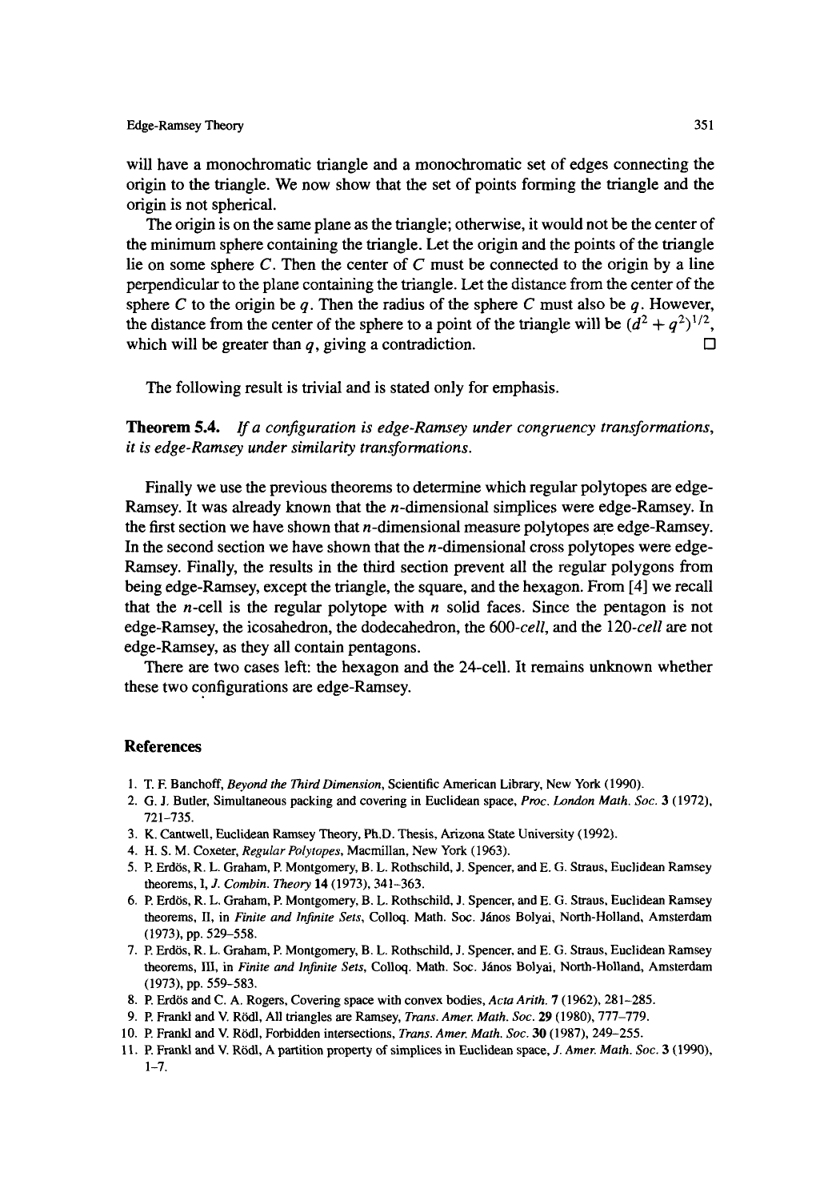will have a monochromatic triangle and a monochromatic set of edges connecting the origin to the triangle. We now show that the set of points forming the triangle and the origin is not spherical.

The origin is on the same plane as the triangle; otherwise, it would not be the center of the minimum sphere containing the triangle. Let the origin and the points of the triangle lie on some sphere $C$. Then the center of $C$ must be connected to the origin by a line perpendicular to the plane containing the triangle. Let the distance from the center of the sphere $C$ to the origin be $q$. Then the radius of the sphere $C$ must also be $q$. However, the distance from the center of the sphere to a point of the triangle will be $(d^2 + q^2)^{1/2}$, which will be greater than $q$, giving a contradiction. □

The following result is trivial and is stated only for emphasis.

**Theorem 5.4.** *If a configuration is edge-Ramsey under congruency transformations, it is edge-Ramsey under similarity transformations.*

Finally we use the previous theorems to determine which regular polytopes are edge-Ramsey. It was already known that the $n$-dimensional simplices were edge-Ramsey. In the first section we have shown that $n$-dimensional measure polytopes are edge-Ramsey. In the second section we have shown that the $n$-dimensional cross polytopes were edge-Ramsey. Finally, the results in the third section prevent all the regular polygons from being edge-Ramsey, except the triangle, the square, and the hexagon. From [4] we recall that the $n$-cell is the regular polytope with $n$ solid faces. Since the pentagon is not edge-Ramsey, the icosahedron, the dodecahedron, the *600-cell*, and the *120-cell* are not edge-Ramsey, as they all contain pentagons.

There are two cases left: the hexagon and the 24-cell. It remains unknown whether these two configurations are edge-Ramsey.

## References

1. T. F. Banchoff, *Beyond the Third Dimension*, Scientific American Library, New York (1990).
2. G. J. Butler, Simultaneous packing and covering in Euclidean space, *Proc. London Math. Soc.* **3** (1972), 721–735.
3. K. Cantwell, Euclidean Ramsey Theory, Ph.D. Thesis, Arizona State University (1992).
4. H. S. M. Coxeter, *Regular Polytopes*, Macmillan, New York (1963).
5. P. Erdős, R. L. Graham, P. Montgomery, B. L. Rothschild, J. Spencer, and E. G. Straus, Euclidean Ramsey theorems, I, *J. Combin. Theory* **14** (1973), 341–363.
6. P. Erdős, R. L. Graham, P. Montgomery, B. L. Rothschild, J. Spencer, and E. G. Straus, Euclidean Ramsey theorems, II, in *Finite and Infinite Sets*, Colloq. Math. Soc. János Bolyai, North-Holland, Amsterdam (1973), pp. 529–558.
7. P. Erdős, R. L. Graham, P. Montgomery, B. L. Rothschild, J. Spencer, and E. G. Straus, Euclidean Ramsey theorems, III, in *Finite and Infinite Sets*, Colloq. Math. Soc. János Bolyai, North-Holland, Amsterdam (1973), pp. 559–583.
8. P. Erdős and C. A. Rogers, Covering space with convex bodies, *Acta Arith.* **7** (1962), 281–285.
9. P. Frankl and V. Rödl, All triangles are Ramsey, *Trans. Amer. Math. Soc.* **29** (1980), 777–779.
10. P. Frankl and V. Rödl, Forbidden intersections, *Trans. Amer. Math. Soc.* **30** (1987), 249–255.
11. P. Frankl and V. Rödl, A partition property of simplices in Euclidean space, *J. Amer. Math. Soc.* **3** (1990), 1–7.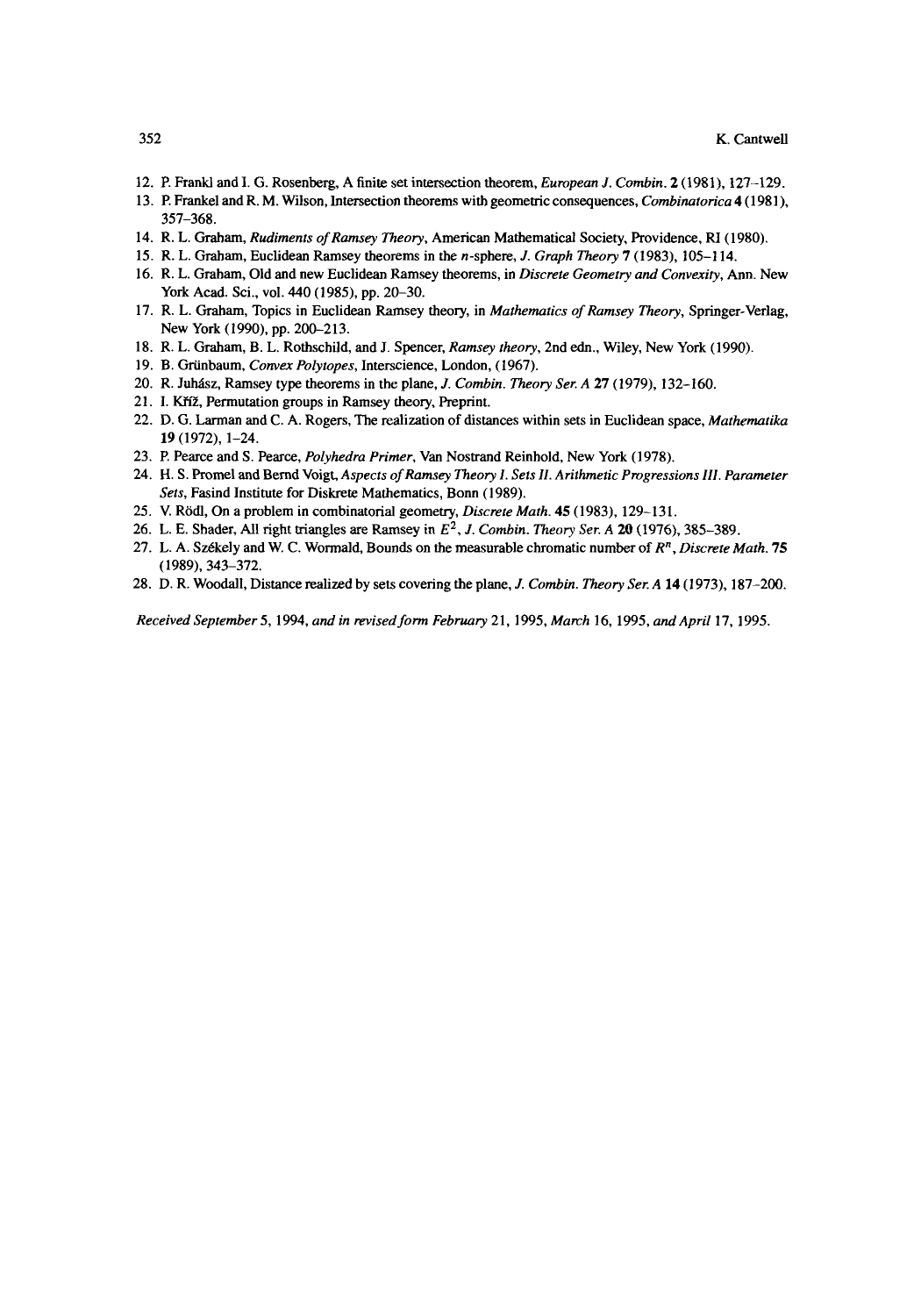12. P. Frankl and I. G. Rosenberg, A finite set intersection theorem, *European J. Combin.* **2** (1981), 127–129.
13. P. Frankel and R. M. Wilson, Intersection theorems with geometric consequences, *Combinatorica* **4** (1981), 357–368.
14. R. L. Graham, *Rudiments of Ramsey Theory*, American Mathematical Society, Providence, RI (1980).
15. R. L. Graham, Euclidean Ramsey theorems in the $n$-sphere, *J. Graph Theory* **7** (1983), 105–114.
16. R. L. Graham, Old and new Euclidean Ramsey theorems, in *Discrete Geometry and Convexity*, Ann. New York Acad. Sci., vol. 440 (1985), pp. 20–30.
17. R. L. Graham, Topics in Euclidean Ramsey theory, in *Mathematics of Ramsey Theory*, Springer-Verlag, New York (1990), pp. 200–213.
18. R. L. Graham, B. L. Rothschild, and J. Spencer, *Ramsey theory*, 2nd edn., Wiley, New York (1990).
19. B. Grünbaum, *Convex Polytopes*, Interscience, London, (1967).
20. R. Juhász, Ramsey type theorems in the plane, *J. Combin. Theory Ser. A* **27** (1979), 132–160.
21. I. Kříž, Permutation groups in Ramsey theory, Preprint.
22. D. G. Larman and C. A. Rogers, The realization of distances within sets in Euclidean space, *Mathematika* **19** (1972), 1–24.
23. P. Pearce and S. Pearce, *Polyhedra Primer*, Van Nostrand Reinhold, New York (1978).
24. H. S. Promel and Bernd Voigt, *Aspects of Ramsey Theory I. Sets II. Arithmetic Progressions III. Parameter Sets*, Fasind Institute for Diskrete Mathematics, Bonn (1989).
25. V. Rödl, On a problem in combinatorial geometry, *Discrete Math.* **45** (1983), 129–131.
26. L. E. Shader, All right triangles are Ramsey in $E^2$, *J. Combin. Theory Ser. A* **20** (1976), 385–389.
27. L. A. Székely and W. C. Wormald, Bounds on the measurable chromatic number of $R^n$, *Discrete Math.* **75** (1989), 343–372.
28. D. R. Woodall, Distance realized by sets covering the plane, *J. Combin. Theory Ser. A* **14** (1973), 187–200.

*Received September* 5, 1994, *and in revised form February* 21, 1995, *March* 16, 1995, *and April* 17, 1995.